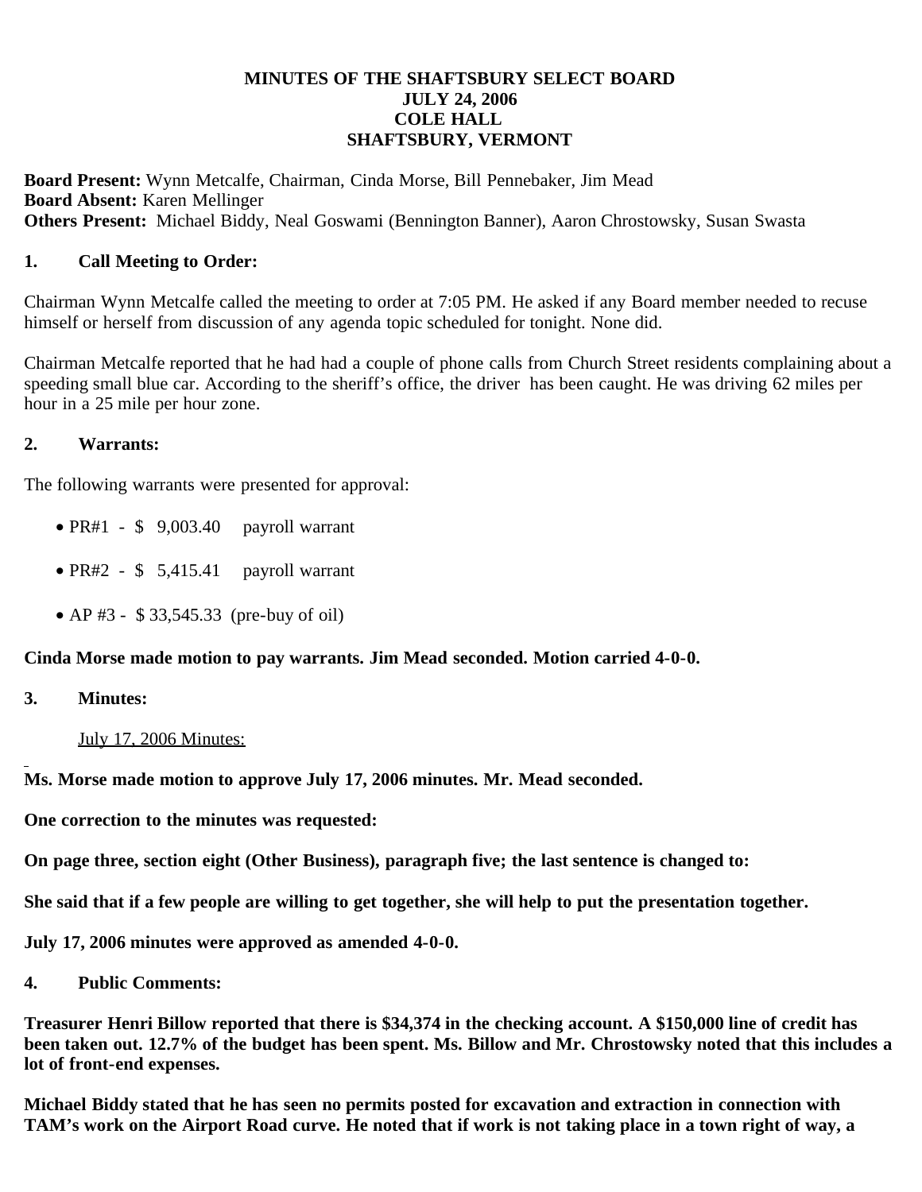**MINUTES OF THE SHAFTSBURY SELECT BOARD**
**JULY 24, 2006**
**COLE HALL**
**SHAFTSBURY, VERMONT**

**Board Present:** Wynn Metcalfe, Chairman, Cinda Morse, Bill Pennebaker, Jim Mead
**Board Absent:** Karen Mellinger
**Others Present:** Michael Biddy, Neal Goswami (Bennington Banner), Aaron Chrostowsky, Susan Swasta

## 1. Call Meeting to Order:

Chairman Wynn Metcalfe called the meeting to order at 7:05 PM. He asked if any Board member needed to recuse himself or herself from discussion of any agenda topic scheduled for tonight. None did.

Chairman Metcalfe reported that he had had a couple of phone calls from Church Street residents complaining about a speeding small blue car. According to the sheriff's office, the driver has been caught. He was driving 62 miles per hour in a 25 mile per hour zone.

## 2. Warrants:

The following warrants were presented for approval:

- PR#1 - $ 9,003.40 payroll warrant
- PR#2 - $ 5,415.41 payroll warrant
- AP #3 - $ 33,545.33 (pre-buy of oil)

**Cinda Morse made motion to pay warrants. Jim Mead seconded. Motion carried 4-0-0.**

## 3. Minutes:

<u>July 17, 2006 Minutes:</u>

**Ms. Morse made motion to approve July 17, 2006 minutes. Mr. Mead seconded.**

**One correction to the minutes was requested:**

**On page three, section eight (Other Business), paragraph five; the last sentence is changed to:**

**She said that if a few people are willing to get together, she will help to put the presentation together.**

**July 17, 2006 minutes were approved as amended 4-0-0.**

## 4. Public Comments:

**Treasurer Henri Billow reported that there is $34,374 in the checking account. A $150,000 line of credit has been taken out. 12.7% of the budget has been spent. Ms. Billow and Mr. Chrostowsky noted that this includes a lot of front-end expenses.**

**Michael Biddy stated that he has seen no permits posted for excavation and extraction in connection with TAM's work on the Airport Road curve. He noted that if work is not taking place in a town right of way, a**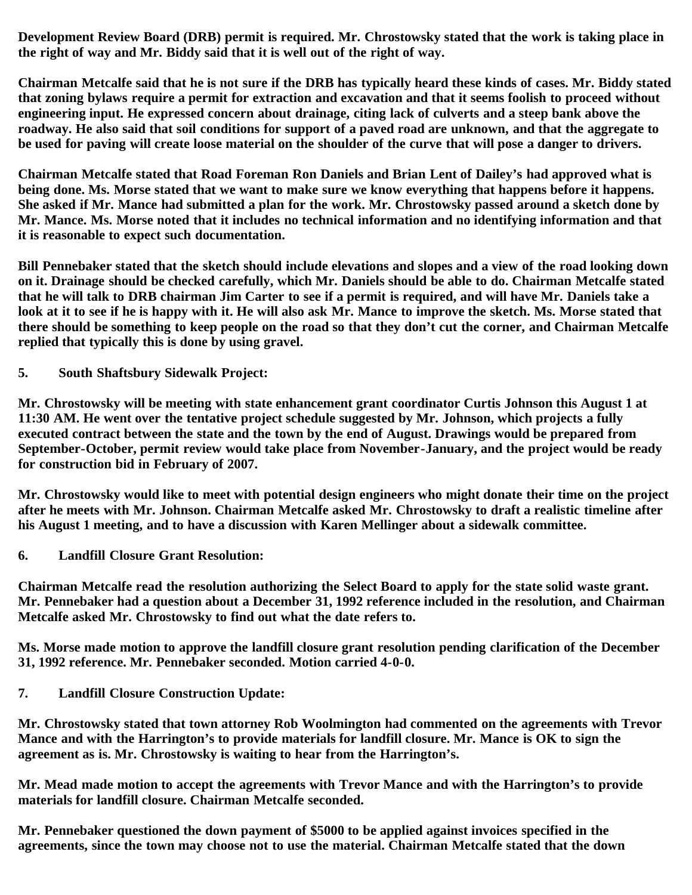**Development Review Board (DRB) permit is required. Mr. Chrostowsky stated that the work is taking place in the right of way and Mr. Biddy said that it is well out of the right of way.**

**Chairman Metcalfe said that he is not sure if the DRB has typically heard these kinds of cases. Mr. Biddy stated that zoning bylaws require a permit for extraction and excavation and that it seems foolish to proceed without engineering input. He expressed concern about drainage, citing lack of culverts and a steep bank above the roadway. He also said that soil conditions for support of a paved road are unknown, and that the aggregate to be used for paving will create loose material on the shoulder of the curve that will pose a danger to drivers.**

**Chairman Metcalfe stated that Road Foreman Ron Daniels and Brian Lent of Dailey's had approved what is being done. Ms. Morse stated that we want to make sure we know everything that happens before it happens. She asked if Mr. Mance had submitted a plan for the work. Mr. Chrostowsky passed around a sketch done by Mr. Mance. Ms. Morse noted that it includes no technical information and no identifying information and that it is reasonable to expect such documentation.**

**Bill Pennebaker stated that the sketch should include elevations and slopes and a view of the road looking down on it. Drainage should be checked carefully, which Mr. Daniels should be able to do. Chairman Metcalfe stated that he will talk to DRB chairman Jim Carter to see if a permit is required, and will have Mr. Daniels take a look at it to see if he is happy with it. He will also ask Mr. Mance to improve the sketch. Ms. Morse stated that there should be something to keep people on the road so that they don't cut the corner, and Chairman Metcalfe replied that typically this is done by using gravel.**

**5. South Shaftsbury Sidewalk Project:**

**Mr. Chrostowsky will be meeting with state enhancement grant coordinator Curtis Johnson this August 1 at 11:30 AM. He went over the tentative project schedule suggested by Mr. Johnson, which projects a fully executed contract between the state and the town by the end of August. Drawings would be prepared from September-October, permit review would take place from November-January, and the project would be ready for construction bid in February of 2007.**

**Mr. Chrostowsky would like to meet with potential design engineers who might donate their time on the project after he meets with Mr. Johnson. Chairman Metcalfe asked Mr. Chrostowsky to draft a realistic timeline after his August 1 meeting, and to have a discussion with Karen Mellinger about a sidewalk committee.**

**6. Landfill Closure Grant Resolution:**

**Chairman Metcalfe read the resolution authorizing the Select Board to apply for the state solid waste grant. Mr. Pennebaker had a question about a December 31, 1992 reference included in the resolution, and Chairman Metcalfe asked Mr. Chrostowsky to find out what the date refers to.**

**Ms. Morse made motion to approve the landfill closure grant resolution pending clarification of the December 31, 1992 reference. Mr. Pennebaker seconded. Motion carried 4-0-0.**

**7. Landfill Closure Construction Update:**

**Mr. Chrostowsky stated that town attorney Rob Woolmington had commented on the agreements with Trevor Mance and with the Harrington's to provide materials for landfill closure. Mr. Mance is OK to sign the agreement as is. Mr. Chrostowsky is waiting to hear from the Harrington's.**

**Mr. Mead made motion to accept the agreements with Trevor Mance and with the Harrington's to provide materials for landfill closure. Chairman Metcalfe seconded.**

**Mr. Pennebaker questioned the down payment of $5000 to be applied against invoices specified in the agreements, since the town may choose not to use the material. Chairman Metcalfe stated that the down**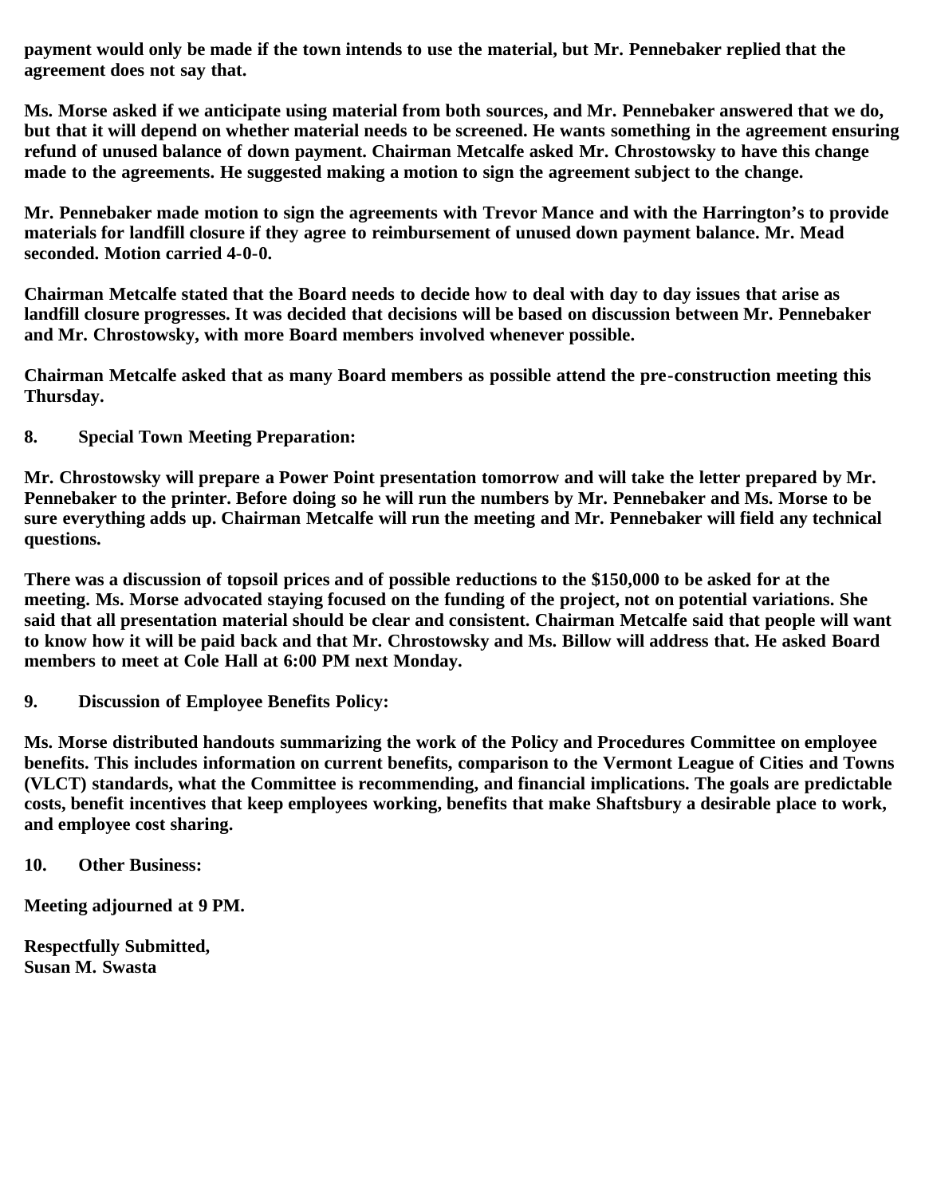**payment would only be made if the town intends to use the material, but Mr. Pennebaker replied that the agreement does not say that.**

**Ms. Morse asked if we anticipate using material from both sources, and Mr. Pennebaker answered that we do, but that it will depend on whether material needs to be screened. He wants something in the agreement ensuring refund of unused balance of down payment. Chairman Metcalfe asked Mr. Chrostowsky to have this change made to the agreements. He suggested making a motion to sign the agreement subject to the change.**

**Mr. Pennebaker made motion to sign the agreements with Trevor Mance and with the Harrington's to provide materials for landfill closure if they agree to reimbursement of unused down payment balance. Mr. Mead seconded. Motion carried 4-0-0.**

**Chairman Metcalfe stated that the Board needs to decide how to deal with day to day issues that arise as landfill closure progresses. It was decided that decisions will be based on discussion between Mr. Pennebaker and Mr. Chrostowsky, with more Board members involved whenever possible.**

**Chairman Metcalfe asked that as many Board members as possible attend the pre-construction meeting this Thursday.**

**8. Special Town Meeting Preparation:**

**Mr. Chrostowsky will prepare a Power Point presentation tomorrow and will take the letter prepared by Mr. Pennebaker to the printer. Before doing so he will run the numbers by Mr. Pennebaker and Ms. Morse to be sure everything adds up. Chairman Metcalfe will run the meeting and Mr. Pennebaker will field any technical questions.**

**There was a discussion of topsoil prices and of possible reductions to the $150,000 to be asked for at the meeting. Ms. Morse advocated staying focused on the funding of the project, not on potential variations. She said that all presentation material should be clear and consistent. Chairman Metcalfe said that people will want to know how it will be paid back and that Mr. Chrostowsky and Ms. Billow will address that. He asked Board members to meet at Cole Hall at 6:00 PM next Monday.**

**9. Discussion of Employee Benefits Policy:**

**Ms. Morse distributed handouts summarizing the work of the Policy and Procedures Committee on employee benefits. This includes information on current benefits, comparison to the Vermont League of Cities and Towns (VLCT) standards, what the Committee is recommending, and financial implications. The goals are predictable costs, benefit incentives that keep employees working, benefits that make Shaftsbury a desirable place to work, and employee cost sharing.**

**10. Other Business:**

**Meeting adjourned at 9 PM.**

**Respectfully Submitted,**
**Susan M. Swasta**